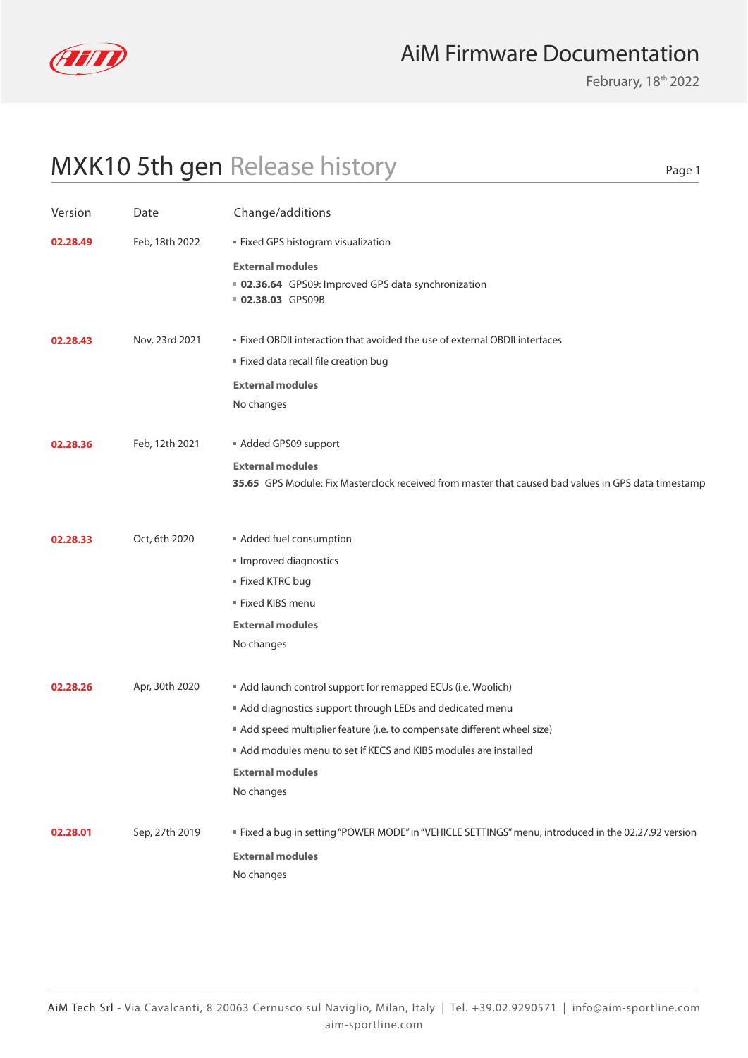AiM Firmware Documentation

February, 18th 2022

# MXK10 5th gen Release history

| Version | Date | Change/additions |
|---|---|---|
| **02.28.49** | Feb, 18th 2022 | ▪ Fixed GPS histogram visualization<br>**External modules**<br>▪ **02.36.64** GPS09: Improved GPS data synchronization<br>▪ **02.38.03** GPS09B |
| **02.28.43** | Nov, 23rd 2021 | ▪ Fixed OBDII interaction that avoided the use of external OBDII interfaces<br>▪ Fixed data recall file creation bug<br>**External modules**<br>No changes |
| **02.28.36** | Feb, 12th 2021 | ▪ Added GPS09 support<br>**External modules**<br>**35.65** GPS Module: Fix Masterclock received from master that caused bad values in GPS data timestamp |
| **02.28.33** | Oct, 6th 2020 | ▪ Added fuel consumption<br>▪ Improved diagnostics<br>▪ Fixed KTRC bug<br>▪ Fixed KIBS menu<br>**External modules**<br>No changes |
| **02.28.26** | Apr, 30th 2020 | ▪ Add launch control support for remapped ECUs (i.e. Woolich)<br>▪ Add diagnostics support through LEDs and dedicated menu<br>▪ Add speed multiplier feature (i.e. to compensate different wheel size)<br>▪ Add modules menu to set if KECS and KIBS modules are installed<br>**External modules**<br>No changes |
| **02.28.01** | Sep, 27th 2019 | ▪ Fixed a bug in setting "POWER MODE" in "VEHICLE SETTINGS" menu, introduced in the 02.27.92 version<br>**External modules**<br>No changes |

AiM Tech Srl - Via Cavalcanti, 8 20063 Cernusco sul Naviglio, Milan, Italy | Tel. +39.02.9290571 | info@aim-sportline.com
aim-sportline.com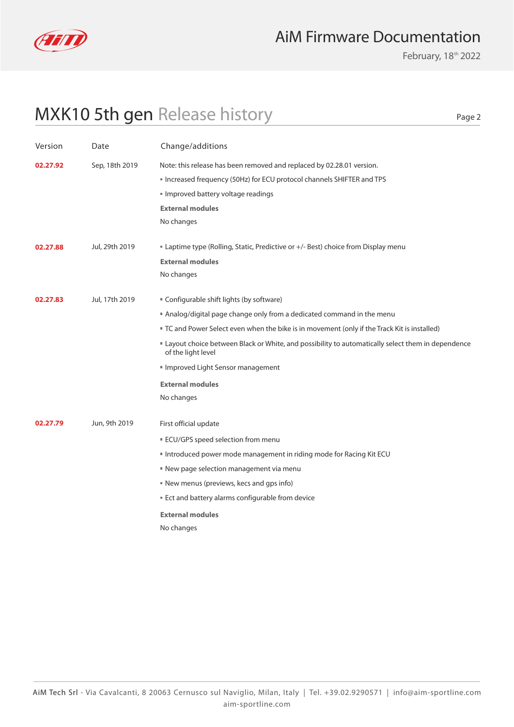# MXK10 5th gen Release history

| Version | Date | Change/additions |
|---|---|---|
| **02.27.92** | Sep, 18th 2019 | Note: this release has been removed and replaced by 02.28.01 version.<br>▪ Increased frequency (50Hz) for ECU protocol channels SHIFTER and TPS<br>▪ Improved battery voltage readings<br>**External modules**<br>No changes |
| **02.27.88** | Jul, 29th 2019 | ▪ Laptime type (Rolling, Static, Predictive or +/- Best) choice from Display menu<br>**External modules**<br>No changes |
| **02.27.83** | Jul, 17th 2019 | ▪ Configurable shift lights (by software)<br>▪ Analog/digital page change only from a dedicated command in the menu<br>▪ TC and Power Select even when the bike is in movement (only if the Track Kit is installed)<br>▪ Layout choice between Black or White, and possibility to automatically select them in dependence of the light level<br>▪ Improved Light Sensor management<br>**External modules**<br>No changes |
| **02.27.79** | Jun, 9th 2019 | First official update<br>▪ ECU/GPS speed selection from menu<br>▪ Introduced power mode management in riding mode for Racing Kit ECU<br>▪ New page selection management via menu<br>▪ New menus (previews, kecs and gps info)<br>▪ Ect and battery alarms configurable from device<br>**External modules**<br>No changes |